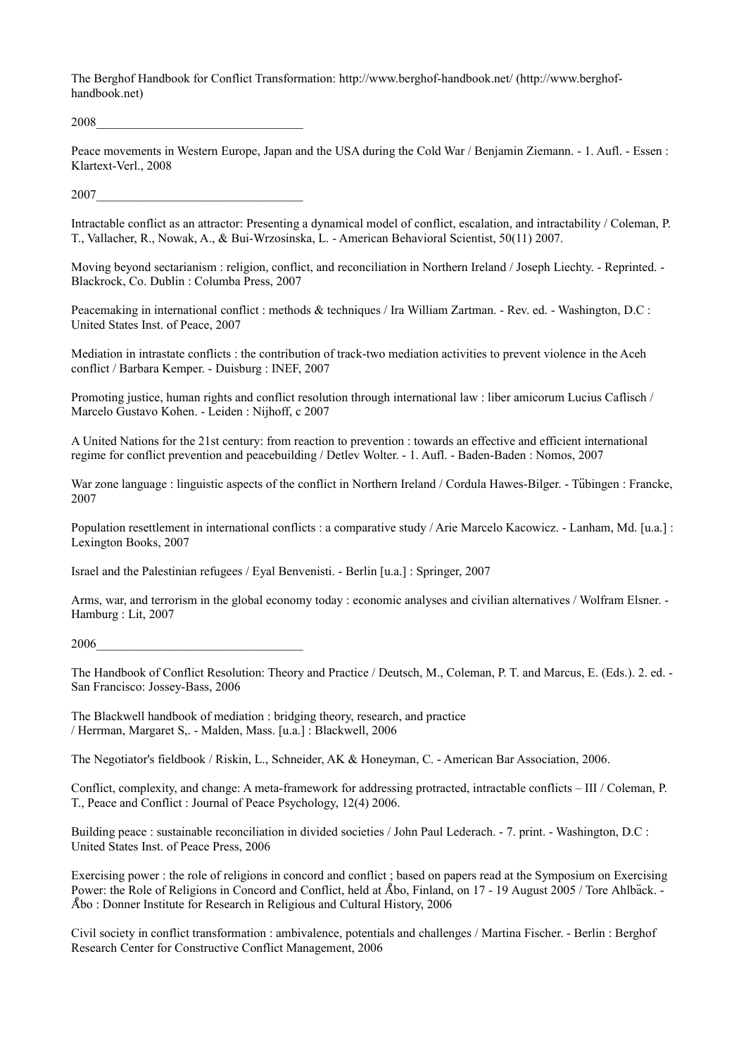The Berghof Handbook for Conflict Transformation: http://www.berghof-handbook.net/ (http://www.berghof-handbook.net)

2008_________________________________

Peace movements in Western Europe, Japan and the USA during the Cold War / Benjamin Ziemann. - 1. Aufl. - Essen : Klartext-Verl., 2008

2007_________________________________

Intractable conflict as an attractor: Presenting a dynamical model of conflict, escalation, and intractability / Coleman, P. T., Vallacher, R., Nowak, A., & Bui-Wrzosinska, L. - American Behavioral Scientist, 50(11) 2007.

Moving beyond sectarianism : religion, conflict, and reconciliation in Northern Ireland / Joseph Liechty. - Reprinted. - Blackrock, Co. Dublin : Columba Press, 2007

Peacemaking in international conflict : methods & techniques / Ira William Zartman. - Rev. ed. - Washington, D.C : United States Inst. of Peace, 2007

Mediation in intrastate conflicts : the contribution of track-two mediation activities to prevent violence in the Aceh conflict / Barbara Kemper. - Duisburg : INEF, 2007

Promoting justice, human rights and conflict resolution through international law : liber amicorum Lucius Caflisch / Marcelo Gustavo Kohen. - Leiden : Nijhoff, c 2007

A United Nations for the 21st century: from reaction to prevention : towards an effective and efficient international regime for conflict prevention and peacebuilding / Detlev Wolter. - 1. Aufl. - Baden-Baden : Nomos, 2007

War zone language : linguistic aspects of the conflict in Northern Ireland / Cordula Hawes-Bilger. - Tübingen : Francke, 2007

Population resettlement in international conflicts : a comparative study / Arie Marcelo Kacowicz. - Lanham, Md. [u.a.] : Lexington Books, 2007

Israel and the Palestinian refugees / Eyal Benvenisti. - Berlin [u.a.] : Springer, 2007

Arms, war, and terrorism in the global economy today : economic analyses and civilian alternatives / Wolfram Elsner. - Hamburg : Lit, 2007

2006_________________________________

The Handbook of Conflict Resolution: Theory and Practice / Deutsch, M., Coleman, P. T. and Marcus, E. (Eds.). 2. ed. - San Francisco: Jossey-Bass, 2006

The Blackwell handbook of mediation : bridging theory, research, and practice / Herrman, Margaret S,. - Malden, Mass. [u.a.] : Blackwell, 2006

The Negotiator's fieldbook / Riskin, L., Schneider, AK & Honeyman, C. - American Bar Association, 2006.

Conflict, complexity, and change: A meta-framework for addressing protracted, intractable conflicts – III / Coleman, P. T., Peace and Conflict : Journal of Peace Psychology, 12(4) 2006.

Building peace : sustainable reconciliation in divided societies / John Paul Lederach. - 7. print. - Washington, D.C : United States Inst. of Peace Press, 2006

Exercising power : the role of religions in concord and conflict ; based on papers read at the Symposium on Exercising Power: the Role of Religions in Concord and Conflict, held at Åbo, Finland, on 17 - 19 August 2005 / Tore Ahlbäck. - Åbo : Donner Institute for Research in Religious and Cultural History, 2006

Civil society in conflict transformation : ambivalence, potentials and challenges / Martina Fischer. - Berlin : Berghof Research Center for Constructive Conflict Management, 2006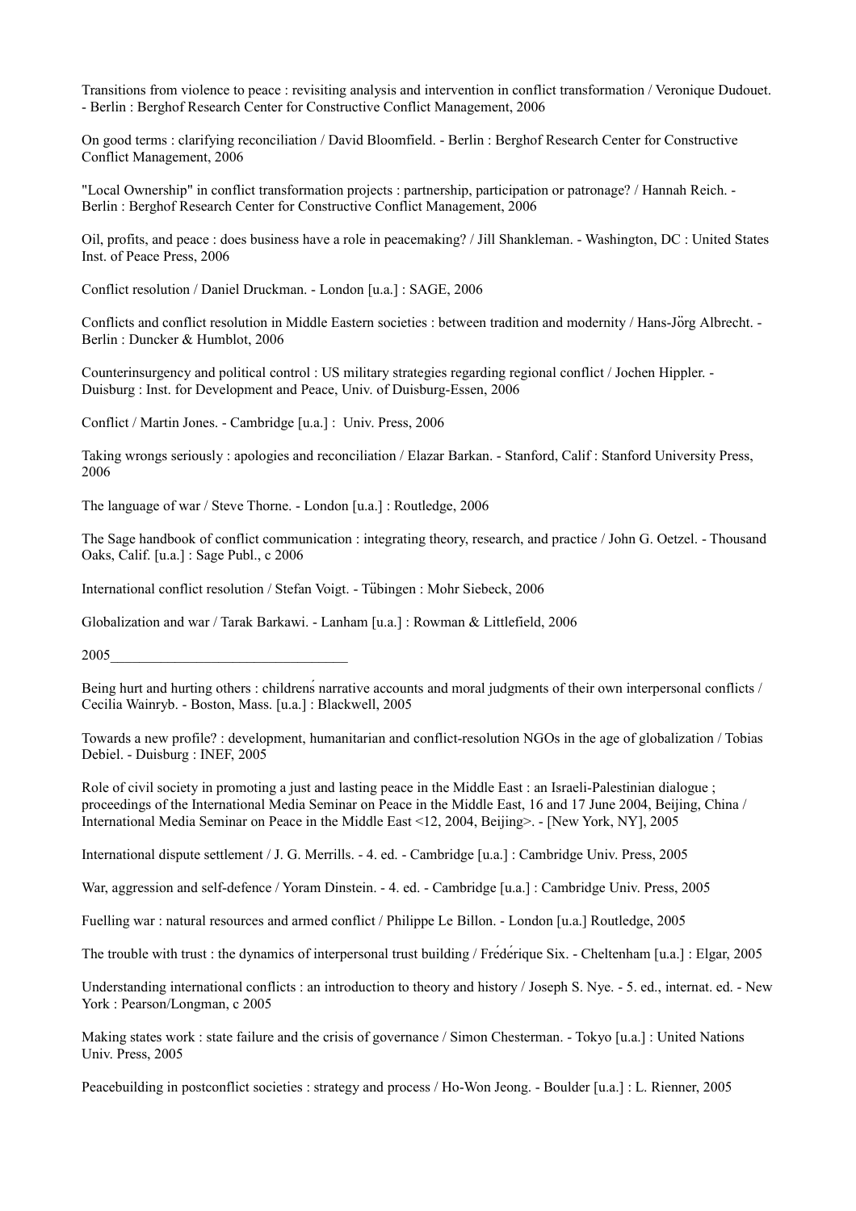Transitions from violence to peace : revisiting analysis and intervention in conflict transformation / Veronique Dudouet. - Berlin : Berghof Research Center for Constructive Conflict Management, 2006

On good terms : clarifying reconciliation / David Bloomfield. - Berlin : Berghof Research Center for Constructive Conflict Management, 2006

"Local Ownership" in conflict transformation projects : partnership, participation or patronage? / Hannah Reich. - Berlin : Berghof Research Center for Constructive Conflict Management, 2006

Oil, profits, and peace : does business have a role in peacemaking? / Jill Shankleman. - Washington, DC : United States Inst. of Peace Press, 2006

Conflict resolution / Daniel Druckman. - London [u.a.] : SAGE, 2006

Conflicts and conflict resolution in Middle Eastern societies : between tradition and modernity / Hans-Jörg Albrecht. - Berlin : Duncker & Humblot, 2006

Counterinsurgency and political control : US military strategies regarding regional conflict / Jochen Hippler. - Duisburg : Inst. for Development and Peace, Univ. of Duisburg-Essen, 2006

Conflict / Martin Jones. - Cambridge [u.a.] : Univ. Press, 2006

Taking wrongs seriously : apologies and reconciliation / Elazar Barkan. - Stanford, Calif : Stanford University Press, 2006

The language of war / Steve Thorne. - London [u.a.] : Routledge, 2006

The Sage handbook of conflict communication : integrating theory, research, and practice / John G. Oetzel. - Thousand Oaks, Calif. [u.a.] : Sage Publ., c 2006

International conflict resolution / Stefan Voigt. - Tübingen : Mohr Siebeck, 2006

Globalization and war / Tarak Barkawi. - Lanham [u.a.] : Rowman & Littlefield, 2006

2005________________________________

Being hurt and hurting others : childrens narrative accounts and moral judgments of their own interpersonal conflicts / Cecilia Wainryb. - Boston, Mass. [u.a.] : Blackwell, 2005

Towards a new profile? : development, humanitarian and conflict-resolution NGOs in the age of globalization / Tobias Debiel. - Duisburg : INEF, 2005

Role of civil society in promoting a just and lasting peace in the Middle East : an Israeli-Palestinian dialogue ; proceedings of the International Media Seminar on Peace in the Middle East, 16 and 17 June 2004, Beijing, China / International Media Seminar on Peace in the Middle East <12, 2004, Beijing>. - [New York, NY], 2005

International dispute settlement / J. G. Merrills. - 4. ed. - Cambridge [u.a.] : Cambridge Univ. Press, 2005

War, aggression and self-defence / Yoram Dinstein. - 4. ed. - Cambridge [u.a.] : Cambridge Univ. Press, 2005

Fuelling war : natural resources and armed conflict / Philippe Le Billon. - London [u.a.] Routledge, 2005

The trouble with trust : the dynamics of interpersonal trust building / Frédérique Six. - Cheltenham [u.a.] : Elgar, 2005

Understanding international conflicts : an introduction to theory and history / Joseph S. Nye. - 5. ed., internat. ed. - New York : Pearson/Longman, c 2005

Making states work : state failure and the crisis of governance / Simon Chesterman. - Tokyo [u.a.] : United Nations Univ. Press, 2005

Peacebuilding in postconflict societies : strategy and process / Ho-Won Jeong. - Boulder [u.a.] : L. Rienner, 2005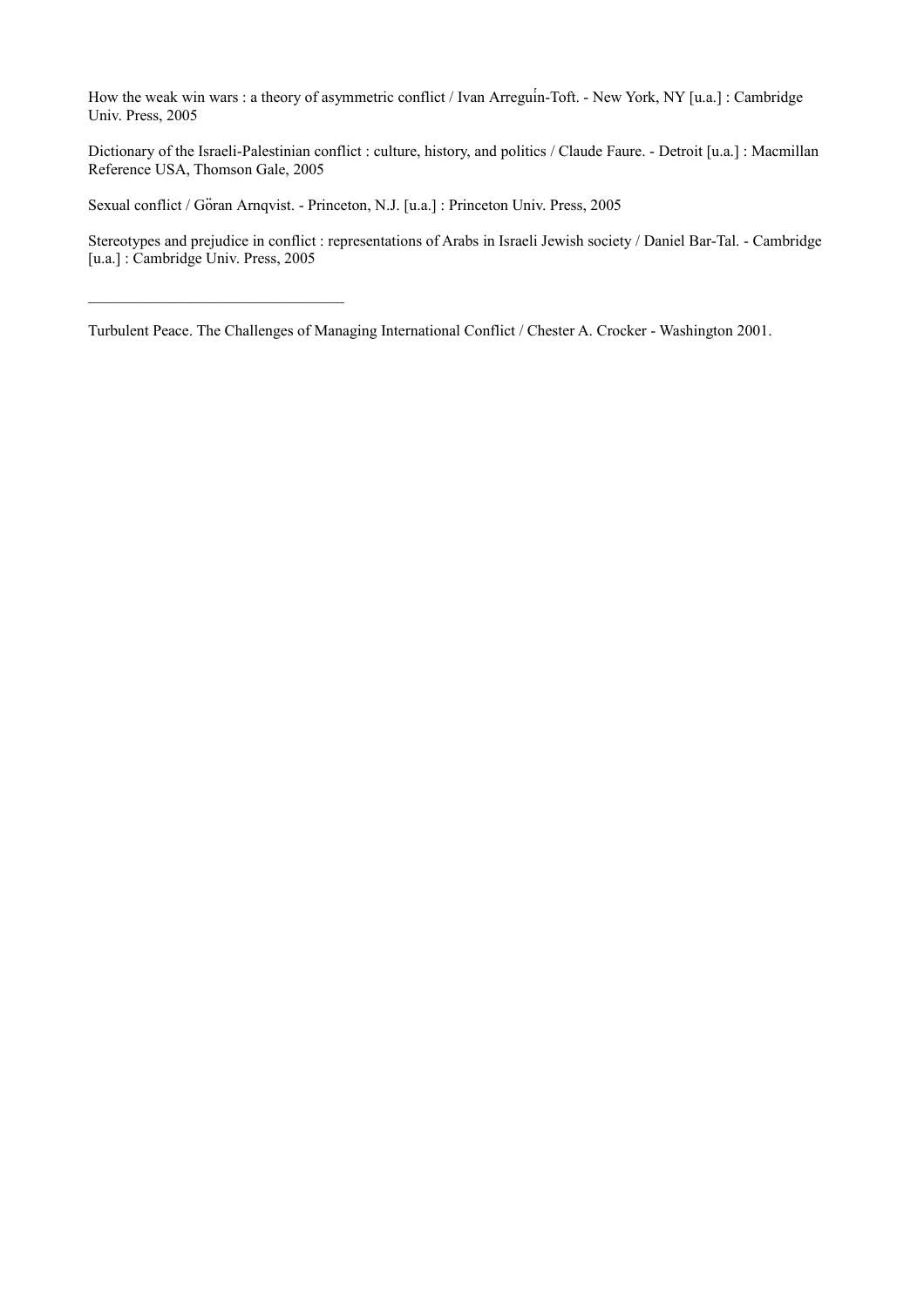How the weak win wars : a theory of asymmetric conflict / Ivan Arreguín-Toft. - New York, NY [u.a.] : Cambridge Univ. Press, 2005

Dictionary of the Israeli-Palestinian conflict : culture, history, and politics / Claude Faure. - Detroit [u.a.] : Macmillan Reference USA, Thomson Gale, 2005

Sexual conflict / Göran Arnqvist. - Princeton, N.J. [u.a.] : Princeton Univ. Press, 2005

Stereotypes and prejudice in conflict : representations of Arabs in Israeli Jewish society / Daniel Bar-Tal. - Cambridge [u.a.] : Cambridge Univ. Press, 2005

---

Turbulent Peace. The Challenges of Managing International Conflict / Chester A. Crocker - Washington 2001.